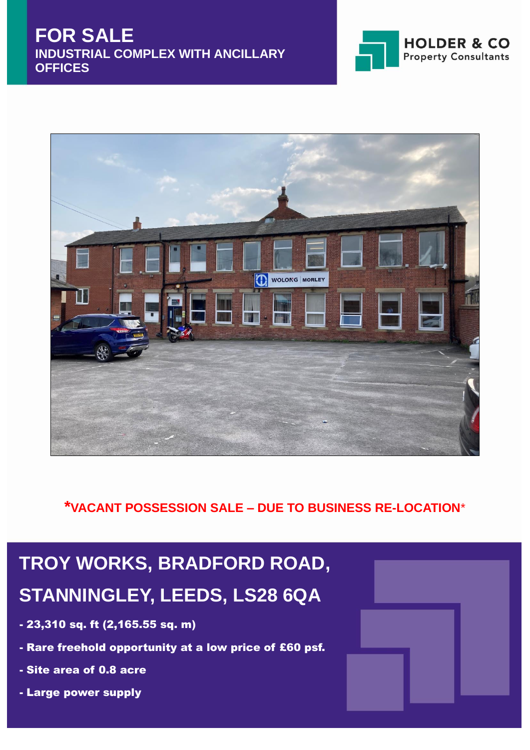# FOR SALE

## INDUSTRIAL COMPLEX WITH ANCILLARY OFFICES

HOLDER & CO
Property Consultants

**\*VACANT POSSESSION SALE – DUE TO BUSINESS RE-LOCATION\***

# TROY WORKS, BRADFORD ROAD, STANNINGLEY, LEEDS, LS28 6QA

- **23,310 sq. ft (2,165.55 sq. m)**
- **Rare freehold opportunity at a low price of £60 psf.**
- **Site area of 0.8 acre**
- **Large power supply**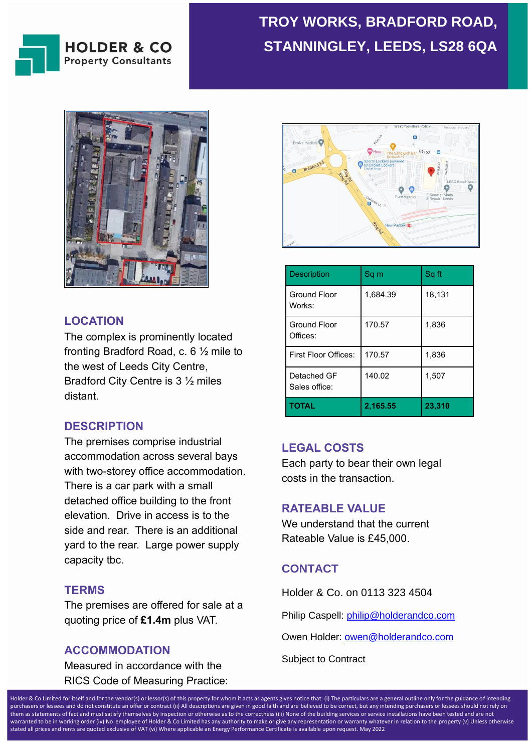# TROY WORKS, BRADFORD ROAD, STANNINGLEY, LEEDS, LS28 6QA

HOLDER & CO
Property Consultants

## LOCATION

The complex is prominently located fronting Bradford Road, c. 6 ½ mile to the west of Leeds City Centre, Bradford City Centre is 3 ½ miles distant.

## DESCRIPTION

The premises comprise industrial accommodation across several bays with two-storey office accommodation. There is a car park with a small detached office building to the front elevation. Drive in access is to the side and rear. There is an additional yard to the rear. Large power supply capacity tbc.

## TERMS

The premises are offered for sale at a quoting price of **£1.4m** plus VAT.

## ACCOMMODATION

Measured in accordance with the RICS Code of Measuring Practice:

| Description | Sq m | Sq ft |
|---|---|---|
| Ground Floor Works: | 1,684.39 | 18,131 |
| Ground Floor Offices: | 170.57 | 1,836 |
| First Floor Offices: | 170.57 | 1,836 |
| Detached GF Sales office: | 140.02 | 1,507 |
| **TOTAL** | **2,165.55** | **23,310** |

## LEGAL COSTS

Each party to bear their own legal costs in the transaction.

## RATEABLE VALUE

We understand that the current Rateable Value is £45,000.

## CONTACT

Holder & Co. on 0113 323 4504

Philip Caspell: philip@holderandco.com

Owen Holder: owen@holderandco.com

Subject to Contract

Holder & Co Limited for itself and for the vendor(s) or lessor(s) of this property for whom it acts as agents gives notice that: (i) The particulars are a general outline only for the guidance of intending purchasers or lessees and do not constitute an offer or contract (ii) All descriptions are given in good faith and are believed to be correct, but any intending purchasers or lessees should not rely on them as statements of fact and must satisfy themselves by inspection or otherwise as to the correctness (iii) None of the building services or service installations have been tested and are not warranted to be in working order (iv) No employee of Holder & Co Limited has any authority to make or give any representation or warranty whatever in relation to the property (v) Unless otherwise stated all prices and rents are quoted exclusive of VAT (vi) Where applicable an Energy Performance Certificate is available upon request. May 2022